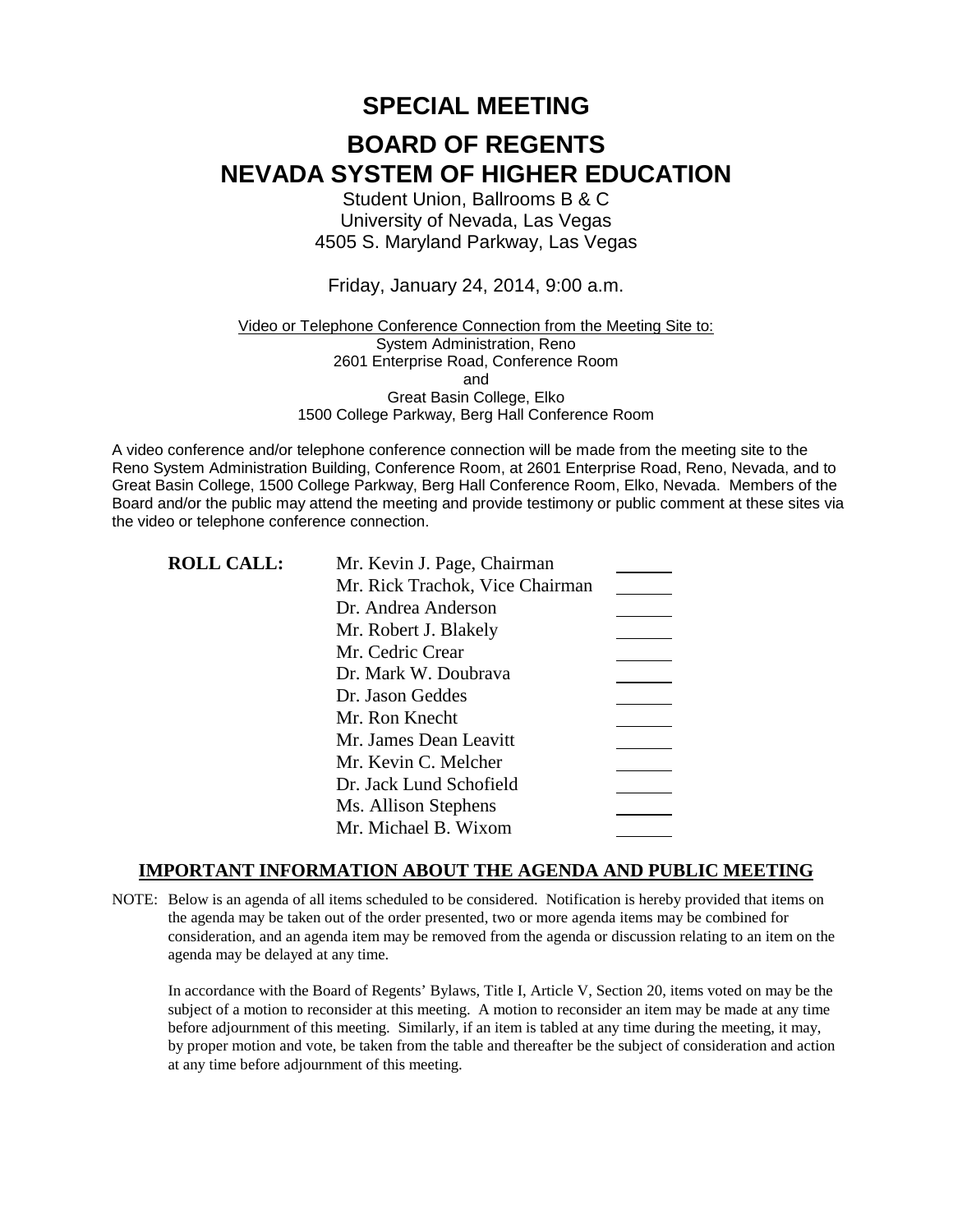# SPECIAL MEETING

# BOARD OF REGENTS
# NEVADA SYSTEM OF HIGHER EDUCATION

Student Union, Ballrooms B & C
University of Nevada, Las Vegas
4505 S. Maryland Parkway, Las Vegas

Friday, January 24, 2014, 9:00 a.m.

Video or Telephone Conference Connection from the Meeting Site to:
System Administration, Reno
2601 Enterprise Road, Conference Room
and
Great Basin College, Elko
1500 College Parkway, Berg Hall Conference Room

A video conference and/or telephone conference connection will be made from the meeting site to the Reno System Administration Building, Conference Room, at 2601 Enterprise Road, Reno, Nevada, and to Great Basin College, 1500 College Parkway, Berg Hall Conference Room, Elko, Nevada. Members of the Board and/or the public may attend the meeting and provide testimony or public comment at these sites via the video or telephone conference connection.

**ROLL CALL:**

| | |
|---|---|
| Mr. Kevin J. Page, Chairman | ______ |
| Mr. Rick Trachok, Vice Chairman | ______ |
| Dr. Andrea Anderson | ______ |
| Mr. Robert J. Blakely | ______ |
| Mr. Cedric Crear | ______ |
| Dr. Mark W. Doubrava | ______ |
| Dr. Jason Geddes | ______ |
| Mr. Ron Knecht | ______ |
| Mr. James Dean Leavitt | ______ |
| Mr. Kevin C. Melcher | ______ |
| Dr. Jack Lund Schofield | ______ |
| Ms. Allison Stephens | ______ |
| Mr. Michael B. Wixom | ______ |

## IMPORTANT INFORMATION ABOUT THE AGENDA AND PUBLIC MEETING

NOTE: Below is an agenda of all items scheduled to be considered. Notification is hereby provided that items on the agenda may be taken out of the order presented, two or more agenda items may be combined for consideration, and an agenda item may be removed from the agenda or discussion relating to an item on the agenda may be delayed at any time.

In accordance with the Board of Regents' Bylaws, Title I, Article V, Section 20, items voted on may be the subject of a motion to reconsider at this meeting. A motion to reconsider an item may be made at any time before adjournment of this meeting. Similarly, if an item is tabled at any time during the meeting, it may, by proper motion and vote, be taken from the table and thereafter be the subject of consideration and action at any time before adjournment of this meeting.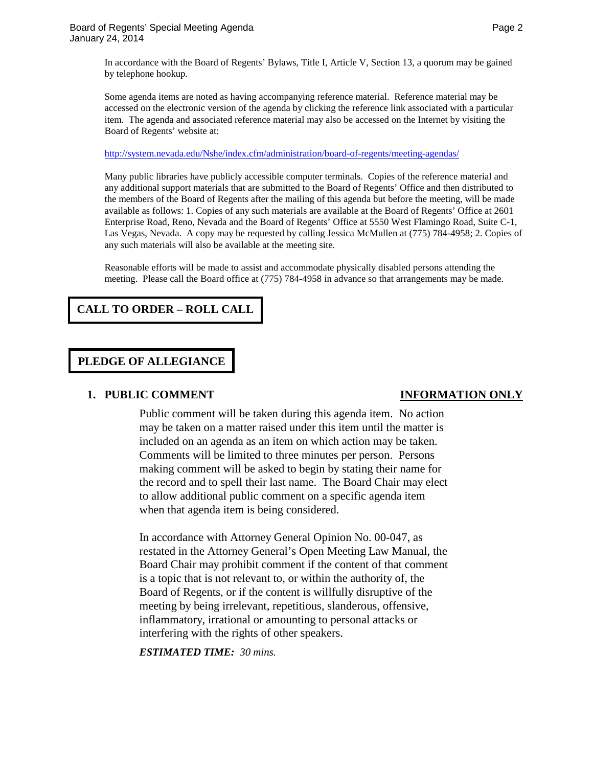In accordance with the Board of Regents' Bylaws, Title I, Article V, Section 13, a quorum may be gained by telephone hookup.

Some agenda items are noted as having accompanying reference material. Reference material may be accessed on the electronic version of the agenda by clicking the reference link associated with a particular item. The agenda and associated reference material may also be accessed on the Internet by visiting the Board of Regents' website at:

http://system.nevada.edu/Nshe/index.cfm/administration/board-of-regents/meeting-agendas/

Many public libraries have publicly accessible computer terminals. Copies of the reference material and any additional support materials that are submitted to the Board of Regents' Office and then distributed to the members of the Board of Regents after the mailing of this agenda but before the meeting, will be made available as follows: 1. Copies of any such materials are available at the Board of Regents' Office at 2601 Enterprise Road, Reno, Nevada and the Board of Regents' Office at 5550 West Flamingo Road, Suite C-1, Las Vegas, Nevada. A copy may be requested by calling Jessica McMullen at (775) 784-4958; 2. Copies of any such materials will also be available at the meeting site.

Reasonable efforts will be made to assist and accommodate physically disabled persons attending the meeting. Please call the Board office at (775) 784-4958 in advance so that arrangements may be made.

## CALL TO ORDER – ROLL CALL

## PLEDGE OF ALLEGIANCE

### 1. PUBLIC COMMENT — INFORMATION ONLY

Public comment will be taken during this agenda item. No action may be taken on a matter raised under this item until the matter is included on an agenda as an item on which action may be taken. Comments will be limited to three minutes per person. Persons making comment will be asked to begin by stating their name for the record and to spell their last name. The Board Chair may elect to allow additional public comment on a specific agenda item when that agenda item is being considered.

In accordance with Attorney General Opinion No. 00-047, as restated in the Attorney General's Open Meeting Law Manual, the Board Chair may prohibit comment if the content of that comment is a topic that is not relevant to, or within the authority of, the Board of Regents, or if the content is willfully disruptive of the meeting by being irrelevant, repetitious, slanderous, offensive, inflammatory, irrational or amounting to personal attacks or interfering with the rights of other speakers.

***ESTIMATED TIME:*** *30 mins.*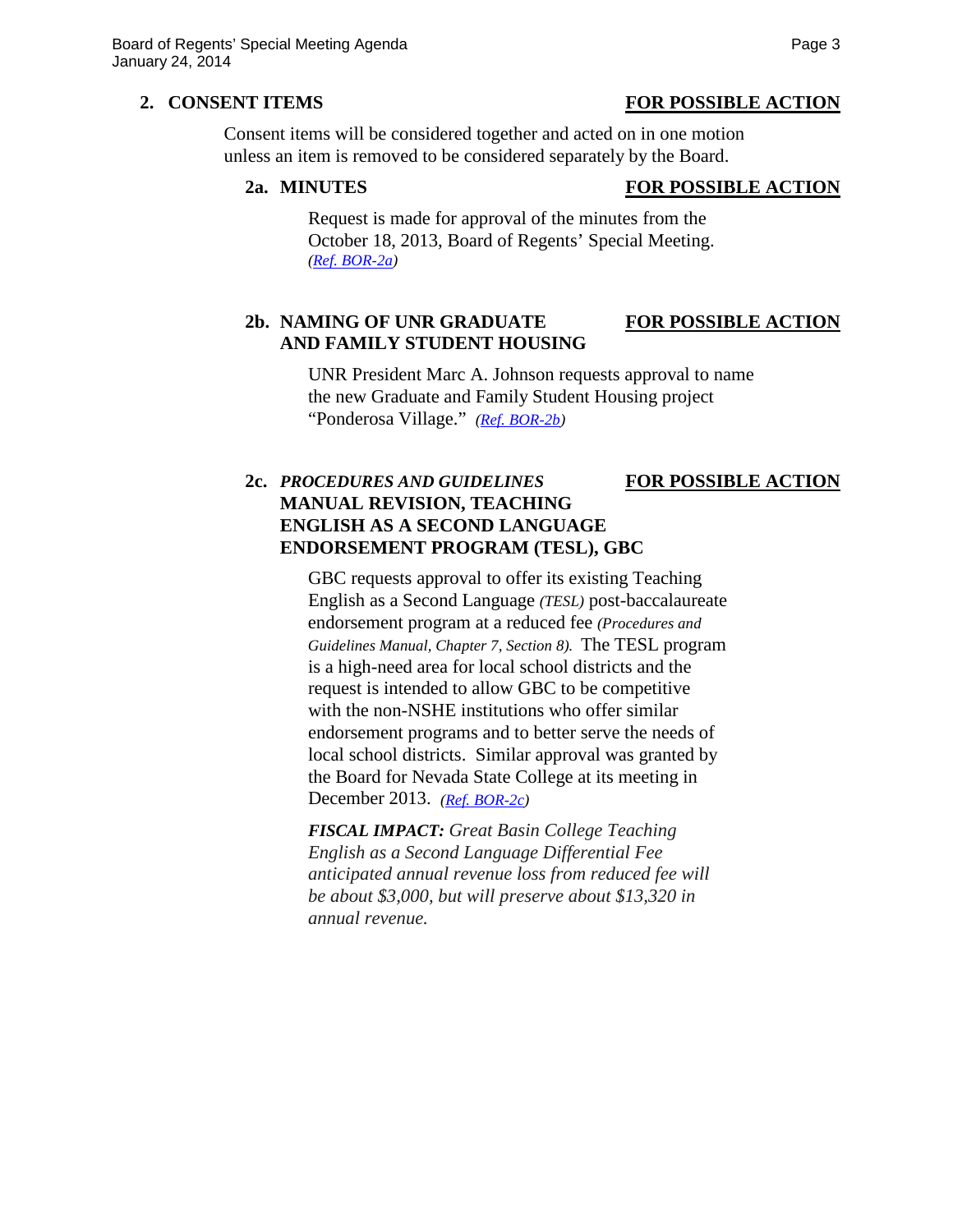## 2. CONSENT ITEMS **FOR POSSIBLE ACTION**

Consent items will be considered together and acted on in one motion unless an item is removed to be considered separately by the Board.

### 2a. MINUTES **FOR POSSIBLE ACTION**

Request is made for approval of the minutes from the October 18, 2013, Board of Regents' Special Meeting. *(Ref. BOR-2a)*

### 2b. NAMING OF UNR GRADUATE AND FAMILY STUDENT HOUSING **FOR POSSIBLE ACTION**

UNR President Marc A. Johnson requests approval to name the new Graduate and Family Student Housing project "Ponderosa Village." *(Ref. BOR-2b)*

### 2c. *PROCEDURES AND GUIDELINES* MANUAL REVISION, TEACHING ENGLISH AS A SECOND LANGUAGE ENDORSEMENT PROGRAM (TESL), GBC **FOR POSSIBLE ACTION**

GBC requests approval to offer its existing Teaching English as a Second Language *(TESL)* post-baccalaureate endorsement program at a reduced fee *(Procedures and Guidelines Manual, Chapter 7, Section 8).* The TESL program is a high-need area for local school districts and the request is intended to allow GBC to be competitive with the non-NSHE institutions who offer similar endorsement programs and to better serve the needs of local school districts. Similar approval was granted by the Board for Nevada State College at its meeting in December 2013. *(Ref. BOR-2c)*

***FISCAL IMPACT:*** *Great Basin College Teaching English as a Second Language Differential Fee anticipated annual revenue loss from reduced fee will be about $3,000, but will preserve about $13,320 in annual revenue.*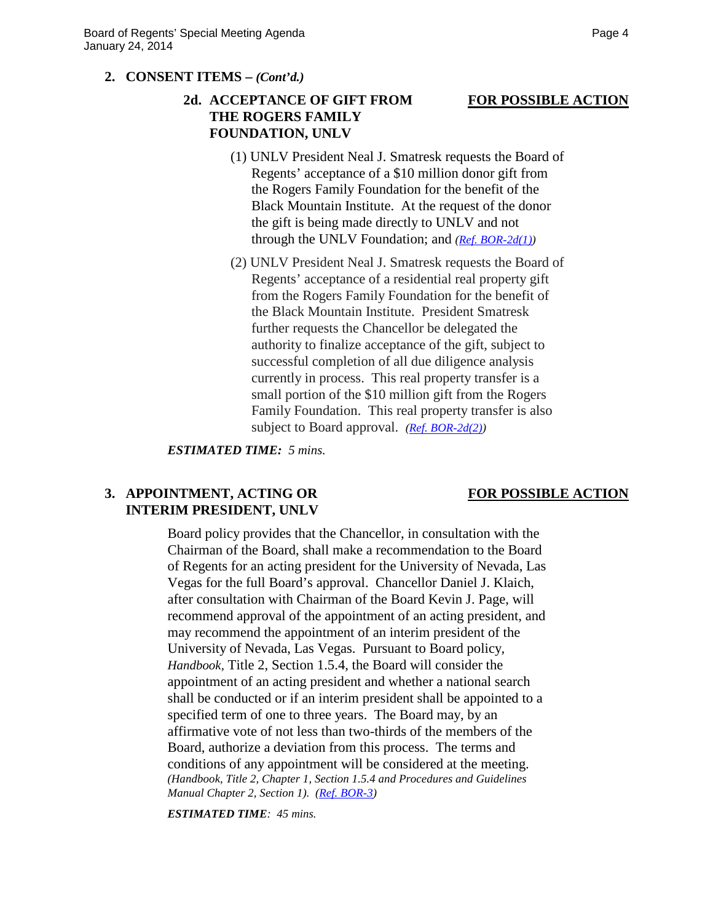## 2. CONSENT ITEMS – *(Cont'd.)*

### 2d. ACCEPTANCE OF GIFT FROM THE ROGERS FAMILY FOUNDATION, UNLV — FOR POSSIBLE ACTION

(1) UNLV President Neal J. Smatresk requests the Board of Regents' acceptance of a $10 million donor gift from the Rogers Family Foundation for the benefit of the Black Mountain Institute. At the request of the donor the gift is being made directly to UNLV and not through the UNLV Foundation; and *(Ref. BOR-2d(1))*

(2) UNLV President Neal J. Smatresk requests the Board of Regents' acceptance of a residential real property gift from the Rogers Family Foundation for the benefit of the Black Mountain Institute. President Smatresk further requests the Chancellor be delegated the authority to finalize acceptance of the gift, subject to successful completion of all due diligence analysis currently in process. This real property transfer is a small portion of the $10 million gift from the Rogers Family Foundation. This real property transfer is also subject to Board approval. *(Ref. BOR-2d(2))*

***ESTIMATED TIME:** 5 mins.*

## 3. APPOINTMENT, ACTING OR INTERIM PRESIDENT, UNLV — FOR POSSIBLE ACTION

Board policy provides that the Chancellor, in consultation with the Chairman of the Board, shall make a recommendation to the Board of Regents for an acting president for the University of Nevada, Las Vegas for the full Board's approval. Chancellor Daniel J. Klaich, after consultation with Chairman of the Board Kevin J. Page, will recommend approval of the appointment of an acting president, and may recommend the appointment of an interim president of the University of Nevada, Las Vegas. Pursuant to Board policy, *Handbook*, Title 2, Section 1.5.4, the Board will consider the appointment of an acting president and whether a national search shall be conducted or if an interim president shall be appointed to a specified term of one to three years. The Board may, by an affirmative vote of not less than two-thirds of the members of the Board, authorize a deviation from this process. The terms and conditions of any appointment will be considered at the meeting. *(Handbook, Title 2, Chapter 1, Section 1.5.4 and Procedures and Guidelines Manual Chapter 2, Section 1). (Ref. BOR-3)*

***ESTIMATED TIME**: 45 mins.*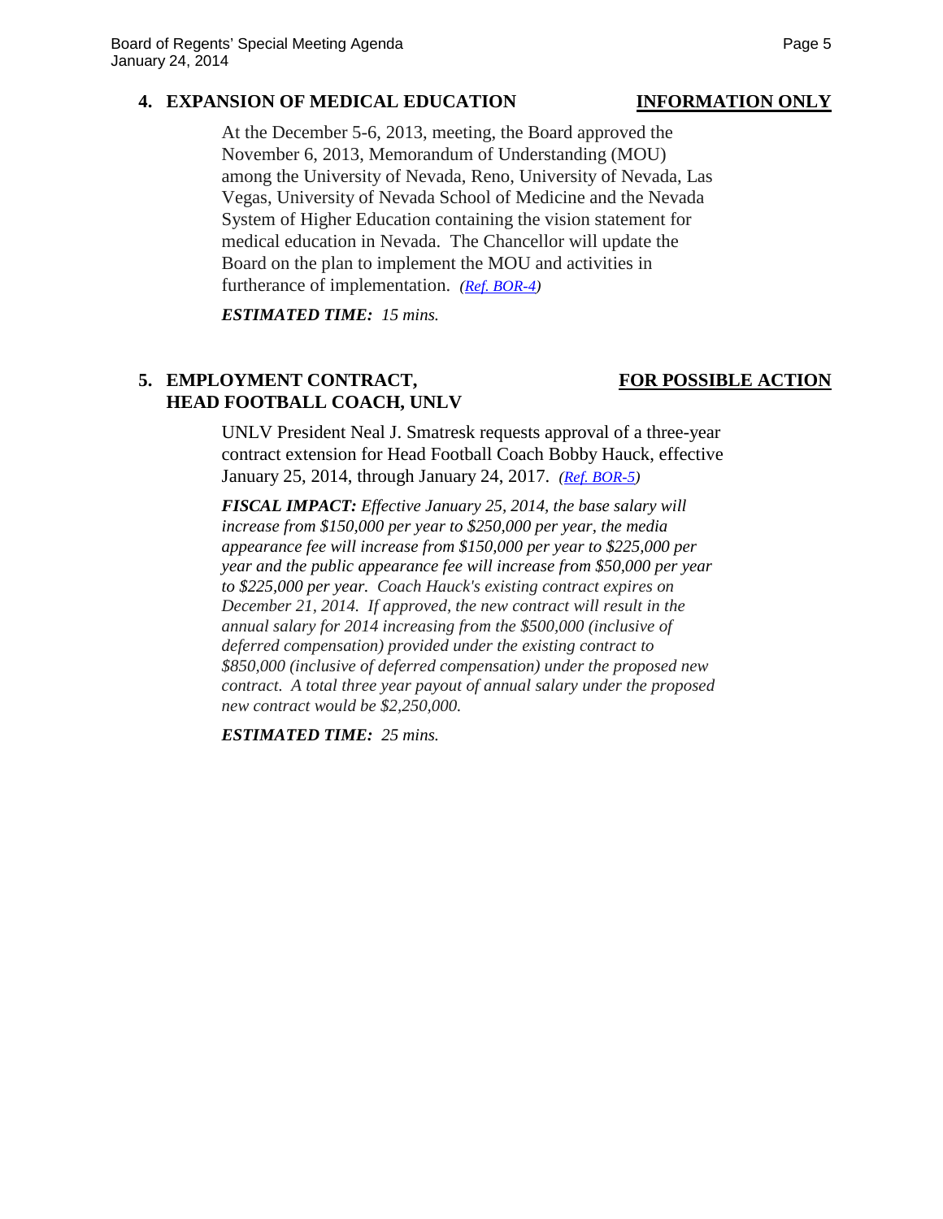**4. EXPANSION OF MEDICAL EDUCATION** **INFORMATION ONLY**

At the December 5-6, 2013, meeting, the Board approved the November 6, 2013, Memorandum of Understanding (MOU) among the University of Nevada, Reno, University of Nevada, Las Vegas, University of Nevada School of Medicine and the Nevada System of Higher Education containing the vision statement for medical education in Nevada. The Chancellor will update the Board on the plan to implement the MOU and activities in furtherance of implementation. *(Ref. BOR-4)*

***ESTIMATED TIME:*** *15 mins.*

**5. EMPLOYMENT CONTRACT, HEAD FOOTBALL COACH, UNLV** **FOR POSSIBLE ACTION**

UNLV President Neal J. Smatresk requests approval of a three-year contract extension for Head Football Coach Bobby Hauck, effective January 25, 2014, through January 24, 2017. *(Ref. BOR-5)*

***FISCAL IMPACT:*** *Effective January 25, 2014, the base salary will increase from $150,000 per year to $250,000 per year, the media appearance fee will increase from $150,000 per year to $225,000 per year and the public appearance fee will increase from $50,000 per year to $225,000 per year. Coach Hauck's existing contract expires on December 21, 2014. If approved, the new contract will result in the annual salary for 2014 increasing from the $500,000 (inclusive of deferred compensation) provided under the existing contract to $850,000 (inclusive of deferred compensation) under the proposed new contract. A total three year payout of annual salary under the proposed new contract would be $2,250,000.*

***ESTIMATED TIME:*** *25 mins.*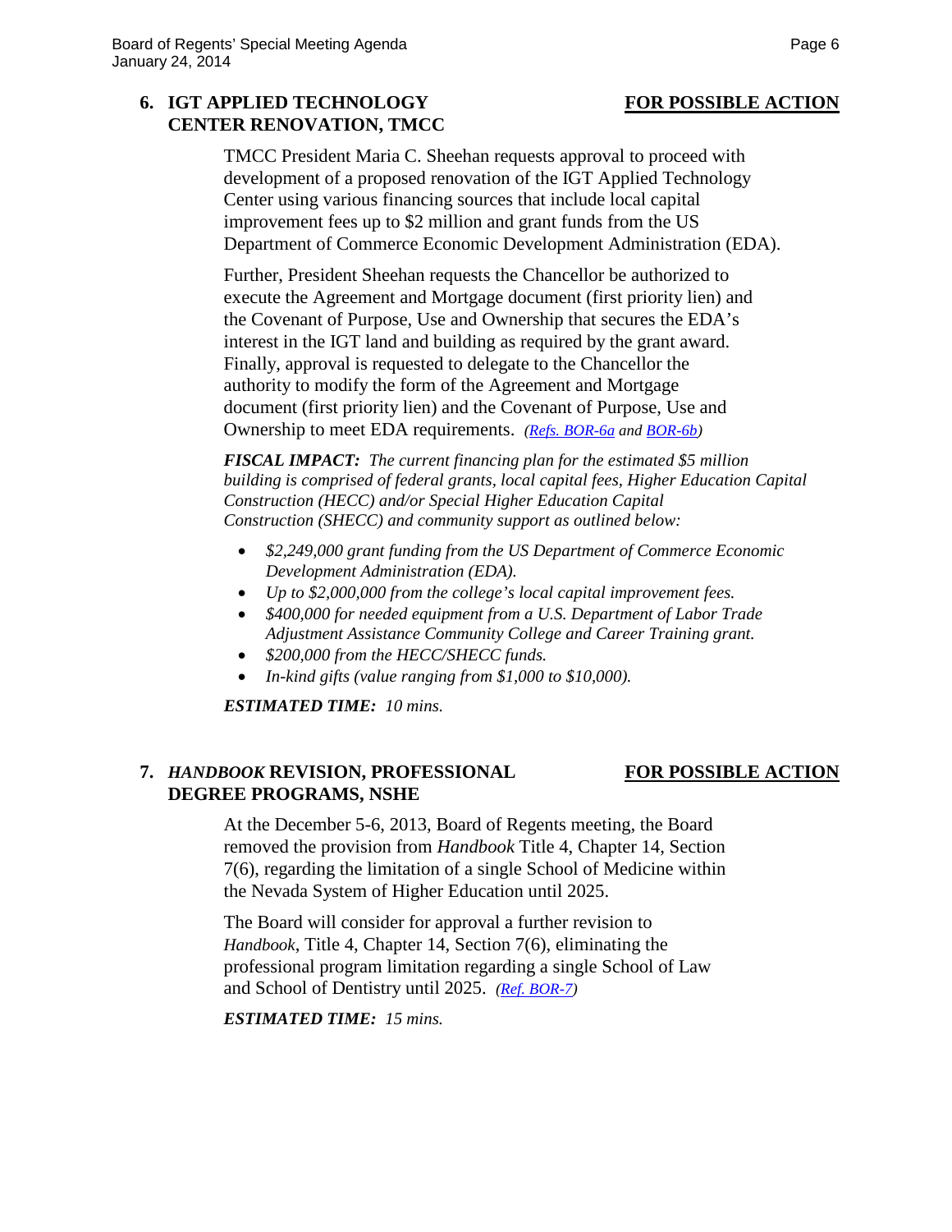## 6. IGT APPLIED TECHNOLOGY CENTER RENOVATION, TMCC

**FOR POSSIBLE ACTION**

TMCC President Maria C. Sheehan requests approval to proceed with development of a proposed renovation of the IGT Applied Technology Center using various financing sources that include local capital improvement fees up to $2 million and grant funds from the US Department of Commerce Economic Development Administration (EDA).

Further, President Sheehan requests the Chancellor be authorized to execute the Agreement and Mortgage document (first priority lien) and the Covenant of Purpose, Use and Ownership that secures the EDA's interest in the IGT land and building as required by the grant award. Finally, approval is requested to delegate to the Chancellor the authority to modify the form of the Agreement and Mortgage document (first priority lien) and the Covenant of Purpose, Use and Ownership to meet EDA requirements. *(Refs. BOR-6a and BOR-6b)*

***FISCAL IMPACT:*** *The current financing plan for the estimated $5 million building is comprised of federal grants, local capital fees, Higher Education Capital Construction (HECC) and/or Special Higher Education Capital Construction (SHECC) and community support as outlined below:*

- *$2,249,000 grant funding from the US Department of Commerce Economic Development Administration (EDA).*
- *Up to $2,000,000 from the college's local capital improvement fees.*
- *$400,000 for needed equipment from a U.S. Department of Labor Trade Adjustment Assistance Community College and Career Training grant.*
- *$200,000 from the HECC/SHECC funds.*
- *In-kind gifts (value ranging from $1,000 to $10,000).*

***ESTIMATED TIME:*** *10 mins.*

## 7. *HANDBOOK* REVISION, PROFESSIONAL DEGREE PROGRAMS, NSHE

**FOR POSSIBLE ACTION**

At the December 5-6, 2013, Board of Regents meeting, the Board removed the provision from *Handbook* Title 4, Chapter 14, Section 7(6), regarding the limitation of a single School of Medicine within the Nevada System of Higher Education until 2025.

The Board will consider for approval a further revision to *Handbook*, Title 4, Chapter 14, Section 7(6), eliminating the professional program limitation regarding a single School of Law and School of Dentistry until 2025. *(Ref. BOR-7)*

***ESTIMATED TIME:*** *15 mins.*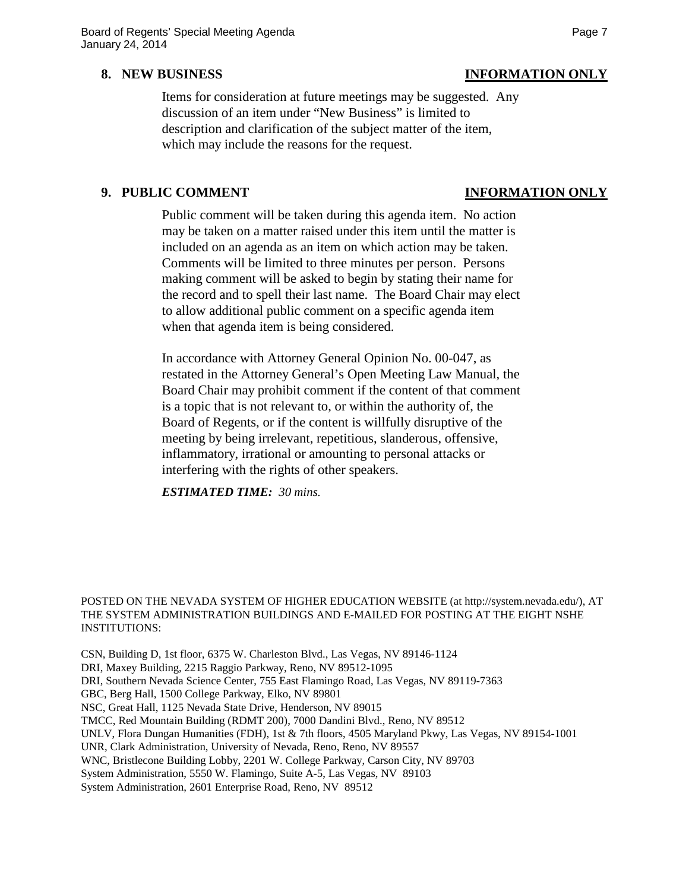## 8. NEW BUSINESS — INFORMATION ONLY

Items for consideration at future meetings may be suggested. Any discussion of an item under "New Business" is limited to description and clarification of the subject matter of the item, which may include the reasons for the request.

## 9. PUBLIC COMMENT — INFORMATION ONLY

Public comment will be taken during this agenda item. No action may be taken on a matter raised under this item until the matter is included on an agenda as an item on which action may be taken. Comments will be limited to three minutes per person. Persons making comment will be asked to begin by stating their name for the record and to spell their last name. The Board Chair may elect to allow additional public comment on a specific agenda item when that agenda item is being considered.

In accordance with Attorney General Opinion No. 00-047, as restated in the Attorney General's Open Meeting Law Manual, the Board Chair may prohibit comment if the content of that comment is a topic that is not relevant to, or within the authority of, the Board of Regents, or if the content is willfully disruptive of the meeting by being irrelevant, repetitious, slanderous, offensive, inflammatory, irrational or amounting to personal attacks or interfering with the rights of other speakers.

***ESTIMATED TIME:*** *30 mins.*

POSTED ON THE NEVADA SYSTEM OF HIGHER EDUCATION WEBSITE (at http://system.nevada.edu/), AT THE SYSTEM ADMINISTRATION BUILDINGS AND E-MAILED FOR POSTING AT THE EIGHT NSHE INSTITUTIONS:

CSN, Building D, 1st floor, 6375 W. Charleston Blvd., Las Vegas, NV 89146-1124
DRI, Maxey Building, 2215 Raggio Parkway, Reno, NV 89512-1095
DRI, Southern Nevada Science Center, 755 East Flamingo Road, Las Vegas, NV 89119-7363
GBC, Berg Hall, 1500 College Parkway, Elko, NV 89801
NSC, Great Hall, 1125 Nevada State Drive, Henderson, NV 89015
TMCC, Red Mountain Building (RDMT 200), 7000 Dandini Blvd., Reno, NV 89512
UNLV, Flora Dungan Humanities (FDH), 1st & 7th floors, 4505 Maryland Pkwy, Las Vegas, NV 89154-1001
UNR, Clark Administration, University of Nevada, Reno, Reno, NV 89557
WNC, Bristlecone Building Lobby, 2201 W. College Parkway, Carson City, NV 89703
System Administration, 5550 W. Flamingo, Suite A-5, Las Vegas, NV 89103
System Administration, 2601 Enterprise Road, Reno, NV 89512